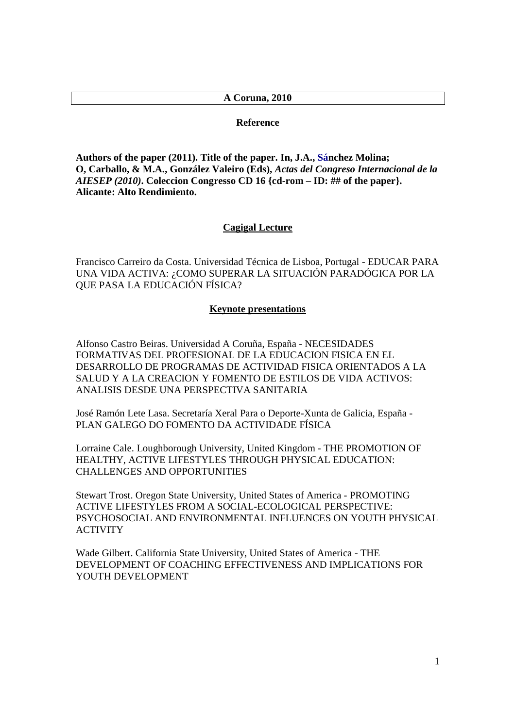**A Coruna, 2010**

**Reference**

**Authors of the paper (2011). Title of the paper. In, J.A., Sánchez Molina; O, Carballo, & M.A., González Valeiro (Eds),** ***Actas del Congreso Internacional de la AIESEP (2010)*****. Coleccion Congresso CD 16 {cd-rom – ID: ## of the paper}. Alicante: Alto Rendimiento.**

## Cagigal Lecture

Francisco Carreiro da Costa. Universidad Técnica de Lisboa, Portugal - EDUCAR PARA UNA VIDA ACTIVA: ¿COMO SUPERAR LA SITUACIÓN PARADÓGICA POR LA QUE PASA LA EDUCACIÓN FÍSICA?

## Keynote presentations

Alfonso Castro Beiras. Universidad A Coruña, España - NECESIDADES FORMATIVAS DEL PROFESIONAL DE LA EDUCACION FISICA EN EL DESARROLLO DE PROGRAMAS DE ACTIVIDAD FISICA ORIENTADOS A LA SALUD Y A LA CREACION Y FOMENTO DE ESTILOS DE VIDA ACTIVOS: ANALISIS DESDE UNA PERSPECTIVA SANITARIA

José Ramón Lete Lasa. Secretaría Xeral Para o Deporte-Xunta de Galicia, España - PLAN GALEGO DO FOMENTO DA ACTIVIDADE FÍSICA

Lorraine Cale. Loughborough University, United Kingdom - THE PROMOTION OF HEALTHY, ACTIVE LIFESTYLES THROUGH PHYSICAL EDUCATION: CHALLENGES AND OPPORTUNITIES

Stewart Trost. Oregon State University, United States of America - PROMOTING ACTIVE LIFESTYLES FROM A SOCIAL-ECOLOGICAL PERSPECTIVE: PSYCHOSOCIAL AND ENVIRONMENTAL INFLUENCES ON YOUTH PHYSICAL ACTIVITY

Wade Gilbert. California State University, United States of America - THE DEVELOPMENT OF COACHING EFFECTIVENESS AND IMPLICATIONS FOR YOUTH DEVELOPMENT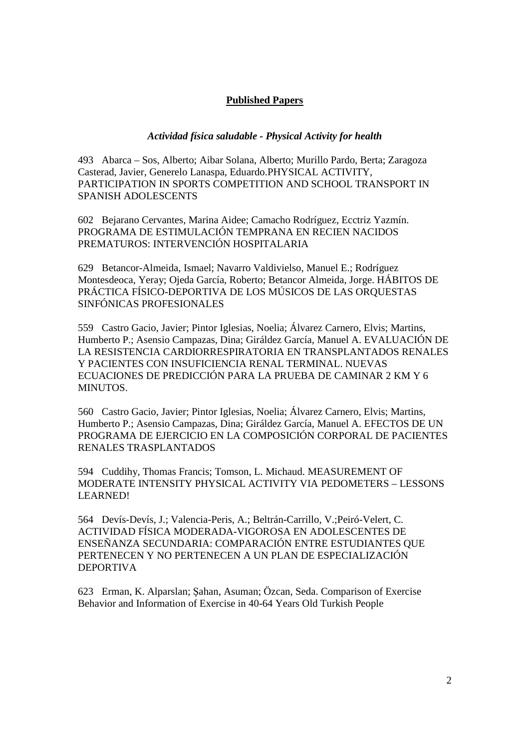## **Published Papers**

### ***Actividad física saludable - Physical Activity for health***

493 Abarca – Sos, Alberto; Aibar Solana, Alberto; Murillo Pardo, Berta; Zaragoza Casterad, Javier, Generelo Lanaspa, Eduardo.PHYSICAL ACTIVITY, PARTICIPATION IN SPORTS COMPETITION AND SCHOOL TRANSPORT IN SPANISH ADOLESCENTS

602 Bejarano Cervantes, Marina Aidee; Camacho Rodríguez, Ecctriz Yazmín. PROGRAMA DE ESTIMULACIÓN TEMPRANA EN RECIEN NACIDOS PREMATUROS: INTERVENCIÓN HOSPITALARIA

629 Betancor-Almeida, Ismael; Navarro Valdivielso, Manuel E.; Rodríguez Montesdeoca, Yeray; Ojeda García, Roberto; Betancor Almeida, Jorge. HÁBITOS DE PRÁCTICA FÍSICO-DEPORTIVA DE LOS MÚSICOS DE LAS ORQUESTAS SINFÓNICAS PROFESIONALES

559 Castro Gacio, Javier; Pintor Iglesias, Noelia; Álvarez Carnero, Elvis; Martins, Humberto P.; Asensio Campazas, Dina; Giráldez García, Manuel A. EVALUACIÓN DE LA RESISTENCIA CARDIORRESPIRATORIA EN TRANSPLANTADOS RENALES Y PACIENTES CON INSUFICIENCIA RENAL TERMINAL. NUEVAS ECUACIONES DE PREDICCIÓN PARA LA PRUEBA DE CAMINAR 2 KM Y 6 MINUTOS.

560 Castro Gacio, Javier; Pintor Iglesias, Noelia; Álvarez Carnero, Elvis; Martins, Humberto P.; Asensio Campazas, Dina; Giráldez García, Manuel A. EFECTOS DE UN PROGRAMA DE EJERCICIO EN LA COMPOSICIÓN CORPORAL DE PACIENTES RENALES TRASPLANTADOS

594 Cuddihy, Thomas Francis; Tomson, L. Michaud. MEASUREMENT OF MODERATE INTENSITY PHYSICAL ACTIVITY VIA PEDOMETERS – LESSONS LEARNED!

564 Devís-Devís, J.; Valencia-Peris, A.; Beltrán-Carrillo, V.;Peiró-Velert, C. ACTIVIDAD FÍSICA MODERADA-VIGOROSA EN ADOLESCENTES DE ENSEÑANZA SECUNDARIA: COMPARACIÓN ENTRE ESTUDIANTES QUE PERTENECEN Y NO PERTENECEN A UN PLAN DE ESPECIALIZACIÓN DEPORTIVA

623 Erman, K. Alparslan; Şahan, Asuman; Özcan, Seda. Comparison of Exercise Behavior and Information of Exercise in 40-64 Years Old Turkish People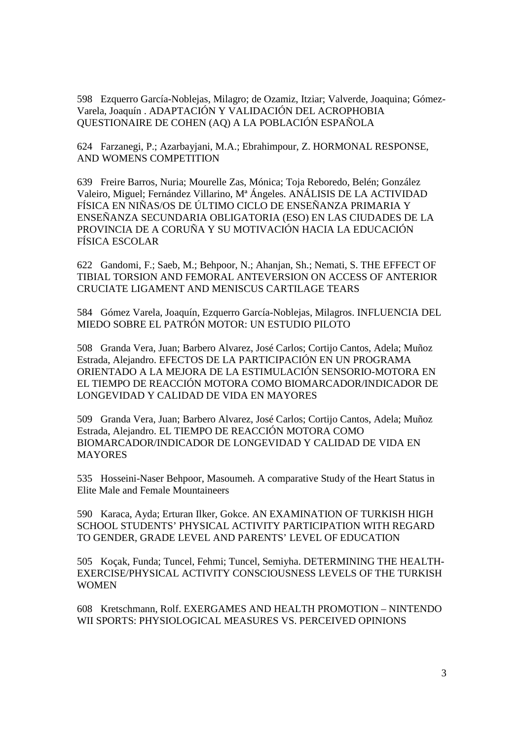598 Ezquerro García-Noblejas, Milagro; de Ozamiz, Itziar; Valverde, Joaquina; Gómez-Varela, Joaquín . ADAPTACIÓN Y VALIDACIÓN DEL ACROPHOBIA QUESTIONAIRE DE COHEN (AQ) A LA POBLACIÓN ESPAÑOLA

624 Farzanegi, P.; Azarbayjani, M.A.; Ebrahimpour, Z. HORMONAL RESPONSE, AND WOMENS COMPETITION

639 Freire Barros, Nuria; Mourelle Zas, Mónica; Toja Reboredo, Belén; González Valeiro, Miguel; Fernández Villarino, Mª Ángeles. ANÁLISIS DE LA ACTIVIDAD FÍSICA EN NIÑAS/OS DE ÚLTIMO CICLO DE ENSEÑANZA PRIMARIA Y ENSEÑANZA SECUNDARIA OBLIGATORIA (ESO) EN LAS CIUDADES DE LA PROVINCIA DE A CORUÑA Y SU MOTIVACIÓN HACIA LA EDUCACIÓN FÍSICA ESCOLAR

622 Gandomi, F.; Saeb, M.; Behpoor, N.; Ahanjan, Sh.; Nemati, S. THE EFFECT OF TIBIAL TORSION AND FEMORAL ANTEVERSION ON ACCESS OF ANTERIOR CRUCIATE LIGAMENT AND MENISCUS CARTILAGE TEARS

584 Gómez Varela, Joaquín, Ezquerro García-Noblejas, Milagros. INFLUENCIA DEL MIEDO SOBRE EL PATRÓN MOTOR: UN ESTUDIO PILOTO

508 Granda Vera, Juan; Barbero Alvarez, José Carlos; Cortijo Cantos, Adela; Muñoz Estrada, Alejandro. EFECTOS DE LA PARTICIPACIÓN EN UN PROGRAMA ORIENTADO A LA MEJORA DE LA ESTIMULACIÓN SENSORIO-MOTORA EN EL TIEMPO DE REACCIÓN MOTORA COMO BIOMARCADOR/INDICADOR DE LONGEVIDAD Y CALIDAD DE VIDA EN MAYORES

509 Granda Vera, Juan; Barbero Alvarez, José Carlos; Cortijo Cantos, Adela; Muñoz Estrada, Alejandro. EL TIEMPO DE REACCIÓN MOTORA COMO BIOMARCADOR/INDICADOR DE LONGEVIDAD Y CALIDAD DE VIDA EN MAYORES

535 Hosseini-Naser Behpoor, Masoumeh. A comparative Study of the Heart Status in Elite Male and Female Mountaineers

590 Karaca, Ayda; Erturan Ilker, Gokce. AN EXAMINATION OF TURKISH HIGH SCHOOL STUDENTS' PHYSICAL ACTIVITY PARTICIPATION WITH REGARD TO GENDER, GRADE LEVEL AND PARENTS' LEVEL OF EDUCATION

505 Koçak, Funda; Tuncel, Fehmi; Tuncel, Semiyha. DETERMINING THE HEALTH-EXERCISE/PHYSICAL ACTIVITY CONSCIOUSNESS LEVELS OF THE TURKISH WOMEN

608 Kretschmann, Rolf. EXERGAMES AND HEALTH PROMOTION – NINTENDO WII SPORTS: PHYSIOLOGICAL MEASURES VS. PERCEIVED OPINIONS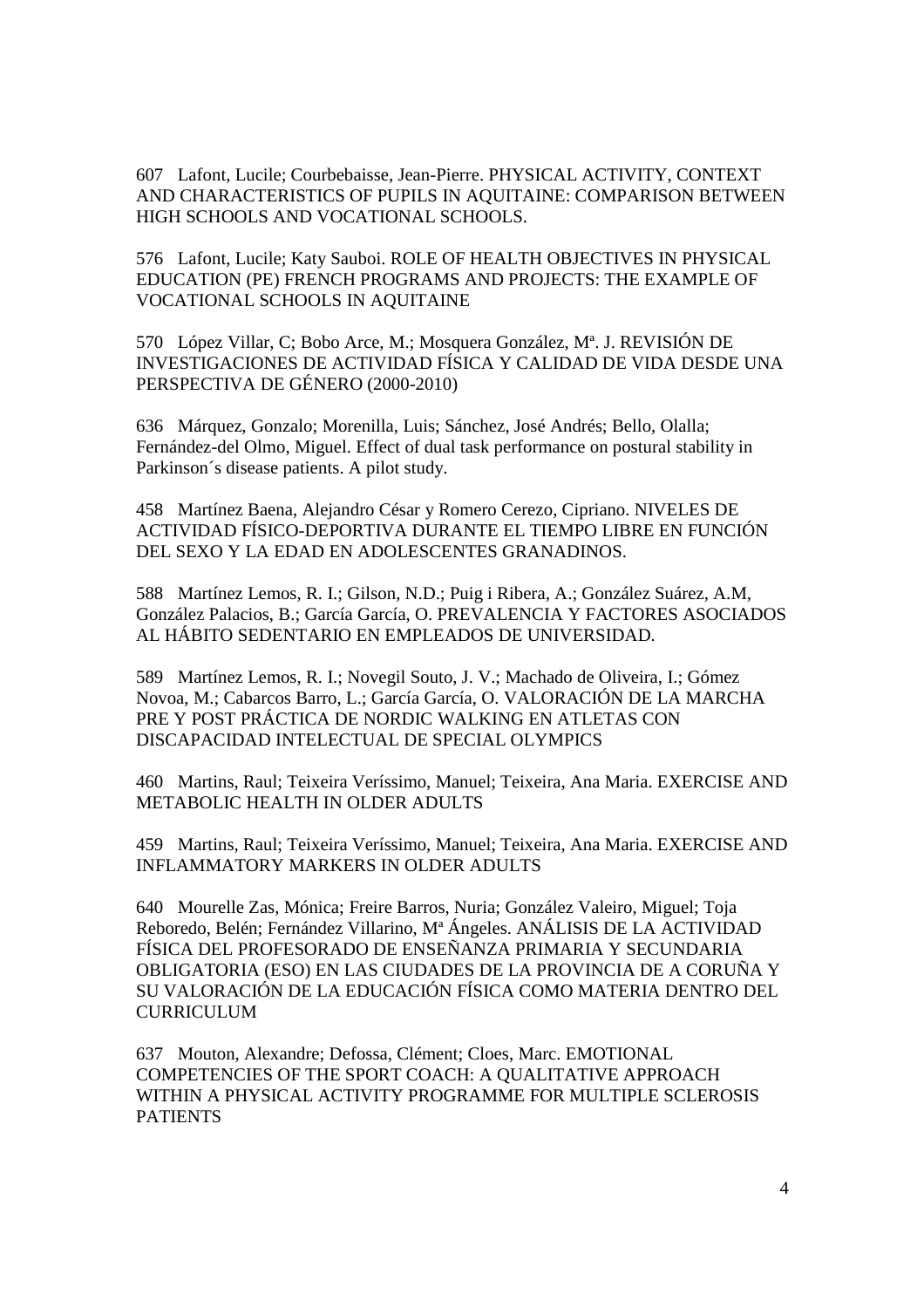607 Lafont, Lucile; Courbebaisse, Jean-Pierre. PHYSICAL ACTIVITY, CONTEXT AND CHARACTERISTICS OF PUPILS IN AQUITAINE: COMPARISON BETWEEN HIGH SCHOOLS AND VOCATIONAL SCHOOLS.

576 Lafont, Lucile; Katy Sauboi. ROLE OF HEALTH OBJECTIVES IN PHYSICAL EDUCATION (PE) FRENCH PROGRAMS AND PROJECTS: THE EXAMPLE OF VOCATIONAL SCHOOLS IN AQUITAINE

570 López Villar, C; Bobo Arce, M.; Mosquera González, Mª. J. REVISIÓN DE INVESTIGACIONES DE ACTIVIDAD FÍSICA Y CALIDAD DE VIDA DESDE UNA PERSPECTIVA DE GÉNERO (2000-2010)

636 Márquez, Gonzalo; Morenilla, Luis; Sánchez, José Andrés; Bello, Olalla; Fernández-del Olmo, Miguel. Effect of dual task performance on postural stability in Parkinson´s disease patients. A pilot study.

458 Martínez Baena, Alejandro César y Romero Cerezo, Cipriano. NIVELES DE ACTIVIDAD FÍSICO-DEPORTIVA DURANTE EL TIEMPO LIBRE EN FUNCIÓN DEL SEXO Y LA EDAD EN ADOLESCENTES GRANADINOS.

588 Martínez Lemos, R. I.; Gilson, N.D.; Puig i Ribera, A.; González Suárez, A.M, González Palacios, B.; García García, O. PREVALENCIA Y FACTORES ASOCIADOS AL HÁBITO SEDENTARIO EN EMPLEADOS DE UNIVERSIDAD.

589 Martínez Lemos, R. I.; Novegil Souto, J. V.; Machado de Oliveira, I.; Gómez Novoa, M.; Cabarcos Barro, L.; García García, O. VALORACIÓN DE LA MARCHA PRE Y POST PRÁCTICA DE NORDIC WALKING EN ATLETAS CON DISCAPACIDAD INTELECTUAL DE SPECIAL OLYMPICS

460 Martins, Raul; Teixeira Veríssimo, Manuel; Teixeira, Ana Maria. EXERCISE AND METABOLIC HEALTH IN OLDER ADULTS

459 Martins, Raul; Teixeira Veríssimo, Manuel; Teixeira, Ana Maria. EXERCISE AND INFLAMMATORY MARKERS IN OLDER ADULTS

640 Mourelle Zas, Mónica; Freire Barros, Nuria; González Valeiro, Miguel; Toja Reboredo, Belén; Fernández Villarino, Mª Ángeles. ANÁLISIS DE LA ACTIVIDAD FÍSICA DEL PROFESORADO DE ENSEÑANZA PRIMARIA Y SECUNDARIA OBLIGATORIA (ESO) EN LAS CIUDADES DE LA PROVINCIA DE A CORUÑA Y SU VALORACIÓN DE LA EDUCACIÓN FÍSICA COMO MATERIA DENTRO DEL CURRICULUM

637 Mouton, Alexandre; Defossa, Clément; Cloes, Marc. EMOTIONAL COMPETENCIES OF THE SPORT COACH: A QUALITATIVE APPROACH WITHIN A PHYSICAL ACTIVITY PROGRAMME FOR MULTIPLE SCLEROSIS PATIENTS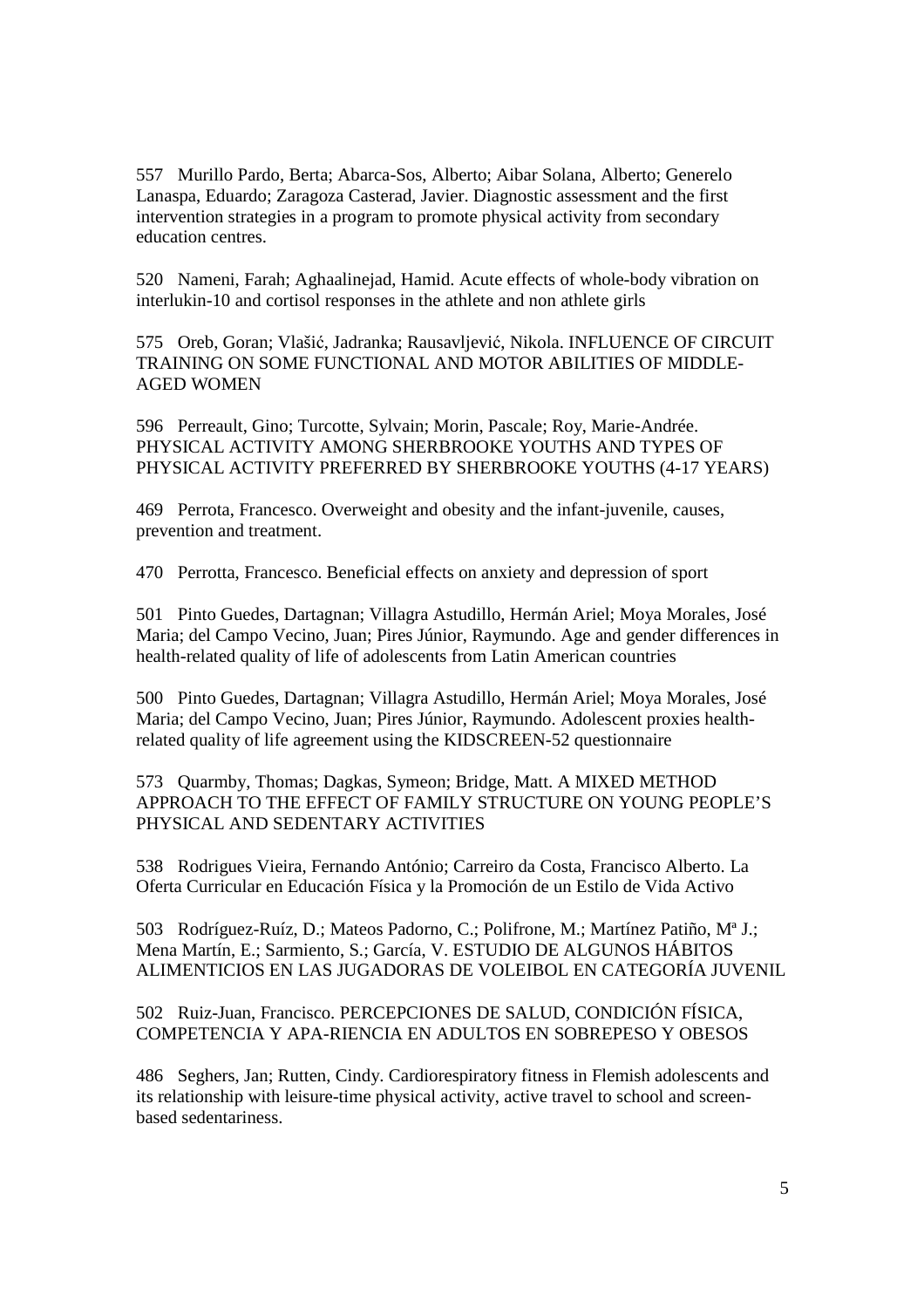557 Murillo Pardo, Berta; Abarca-Sos, Alberto; Aibar Solana, Alberto; Generelo Lanaspa, Eduardo; Zaragoza Casterad, Javier. Diagnostic assessment and the first intervention strategies in a program to promote physical activity from secondary education centres.

520 Nameni, Farah; Aghaalinejad, Hamid. Acute effects of whole-body vibration on interlukin-10 and cortisol responses in the athlete and non athlete girls

575 Oreb, Goran; Vlašić, Jadranka; Rausavljević, Nikola. INFLUENCE OF CIRCUIT TRAINING ON SOME FUNCTIONAL AND MOTOR ABILITIES OF MIDDLE-AGED WOMEN

596 Perreault, Gino; Turcotte, Sylvain; Morin, Pascale; Roy, Marie-Andrée. PHYSICAL ACTIVITY AMONG SHERBROOKE YOUTHS AND TYPES OF PHYSICAL ACTIVITY PREFERRED BY SHERBROOKE YOUTHS (4-17 YEARS)

469 Perrota, Francesco. Overweight and obesity and the infant-juvenile, causes, prevention and treatment.

470 Perrotta, Francesco. Beneficial effects on anxiety and depression of sport

501 Pinto Guedes, Dartagnan; Villagra Astudillo, Hermán Ariel; Moya Morales, José Maria; del Campo Vecino, Juan; Pires Júnior, Raymundo. Age and gender differences in health-related quality of life of adolescents from Latin American countries

500 Pinto Guedes, Dartagnan; Villagra Astudillo, Hermán Ariel; Moya Morales, José Maria; del Campo Vecino, Juan; Pires Júnior, Raymundo. Adolescent proxies health-related quality of life agreement using the KIDSCREEN-52 questionnaire

573 Quarmby, Thomas; Dagkas, Symeon; Bridge, Matt. A MIXED METHOD APPROACH TO THE EFFECT OF FAMILY STRUCTURE ON YOUNG PEOPLE'S PHYSICAL AND SEDENTARY ACTIVITIES

538 Rodrigues Vieira, Fernando António; Carreiro da Costa, Francisco Alberto. La Oferta Curricular en Educación Física y la Promoción de un Estilo de Vida Activo

503 Rodríguez-Ruíz, D.; Mateos Padorno, C.; Polifrone, M.; Martínez Patiño, Mª J.; Mena Martín, E.; Sarmiento, S.; García, V. ESTUDIO DE ALGUNOS HÁBITOS ALIMENTICIOS EN LAS JUGADORAS DE VOLEIBOL EN CATEGORÍA JUVENIL

502 Ruiz-Juan, Francisco. PERCEPCIONES DE SALUD, CONDICIÓN FÍSICA, COMPETENCIA Y APA-RIENCIA EN ADULTOS EN SOBREPESO Y OBESOS

486 Seghers, Jan; Rutten, Cindy. Cardiorespiratory fitness in Flemish adolescents and its relationship with leisure-time physical activity, active travel to school and screen-based sedentariness.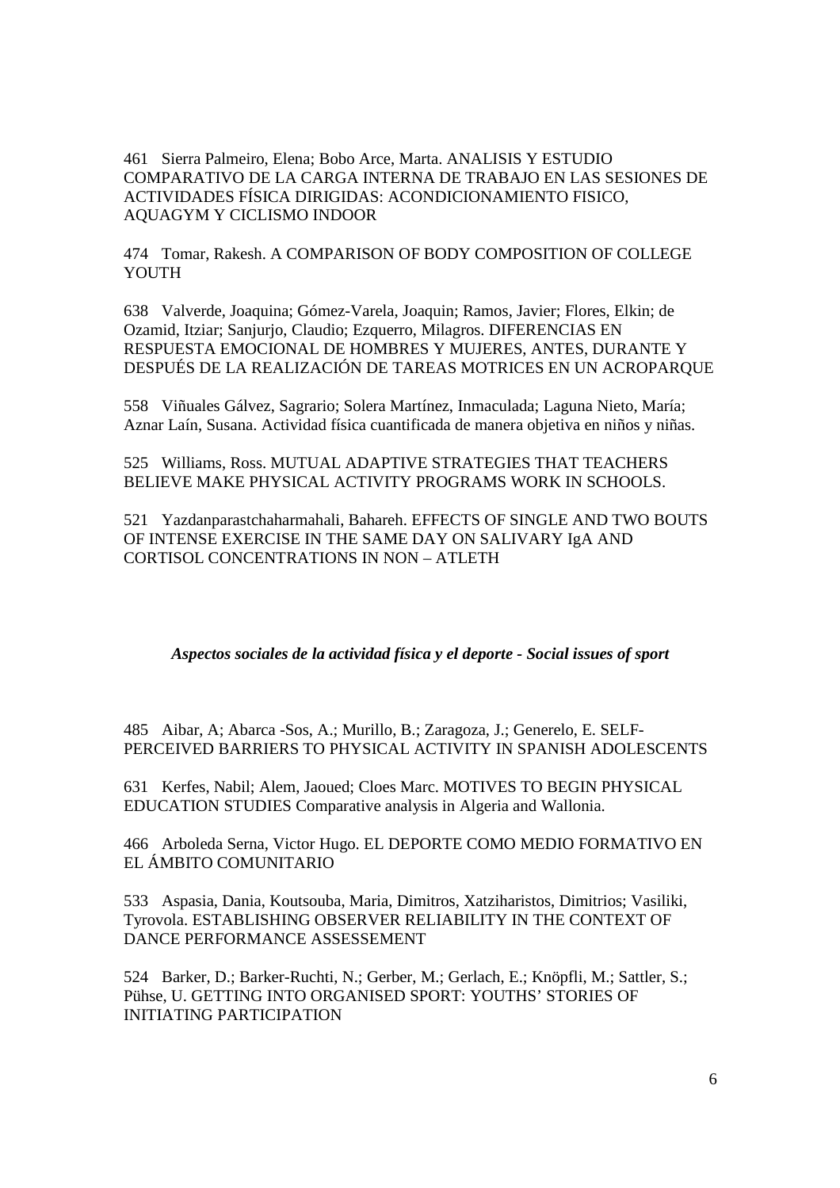461 Sierra Palmeiro, Elena; Bobo Arce, Marta. ANALISIS Y ESTUDIO COMPARATIVO DE LA CARGA INTERNA DE TRABAJO EN LAS SESIONES DE ACTIVIDADES FÍSICA DIRIGIDAS: ACONDICIONAMIENTO FISICO, AQUAGYM Y CICLISMO INDOOR

474 Tomar, Rakesh. A COMPARISON OF BODY COMPOSITION OF COLLEGE YOUTH

638 Valverde, Joaquina; Gómez-Varela, Joaquin; Ramos, Javier; Flores, Elkin; de Ozamid, Itziar; Sanjurjo, Claudio; Ezquerro, Milagros. DIFERENCIAS EN RESPUESTA EMOCIONAL DE HOMBRES Y MUJERES, ANTES, DURANTE Y DESPUÉS DE LA REALIZACIÓN DE TAREAS MOTRICES EN UN ACROPARQUE

558 Viñuales Gálvez, Sagrario; Solera Martínez, Inmaculada; Laguna Nieto, María; Aznar Laín, Susana. Actividad física cuantificada de manera objetiva en niños y niñas.

525 Williams, Ross. MUTUAL ADAPTIVE STRATEGIES THAT TEACHERS BELIEVE MAKE PHYSICAL ACTIVITY PROGRAMS WORK IN SCHOOLS.

521 Yazdanparastchaharmahali, Bahareh. EFFECTS OF SINGLE AND TWO BOUTS OF INTENSE EXERCISE IN THE SAME DAY ON SALIVARY IgA AND CORTISOL CONCENTRATIONS IN NON – ATLETH

## *Aspectos sociales de la actividad física y el deporte - Social issues of sport*

485 Aibar, A; Abarca -Sos, A.; Murillo, B.; Zaragoza, J.; Generelo, E. SELF-PERCEIVED BARRIERS TO PHYSICAL ACTIVITY IN SPANISH ADOLESCENTS

631 Kerfes, Nabil; Alem, Jaoued; Cloes Marc. MOTIVES TO BEGIN PHYSICAL EDUCATION STUDIES Comparative analysis in Algeria and Wallonia.

466 Arboleda Serna, Victor Hugo. EL DEPORTE COMO MEDIO FORMATIVO EN EL ÁMBITO COMUNITARIO

533 Aspasia, Dania, Koutsouba, Maria, Dimitros, Xatziharistos, Dimitrios; Vasiliki, Tyrovola. ESTABLISHING OBSERVER RELIABILITY IN THE CONTEXT OF DANCE PERFORMANCE ASSESSEMENT

524 Barker, D.; Barker-Ruchti, N.; Gerber, M.; Gerlach, E.; Knöpfli, M.; Sattler, S.; Pühse, U. GETTING INTO ORGANISED SPORT: YOUTHS' STORIES OF INITIATING PARTICIPATION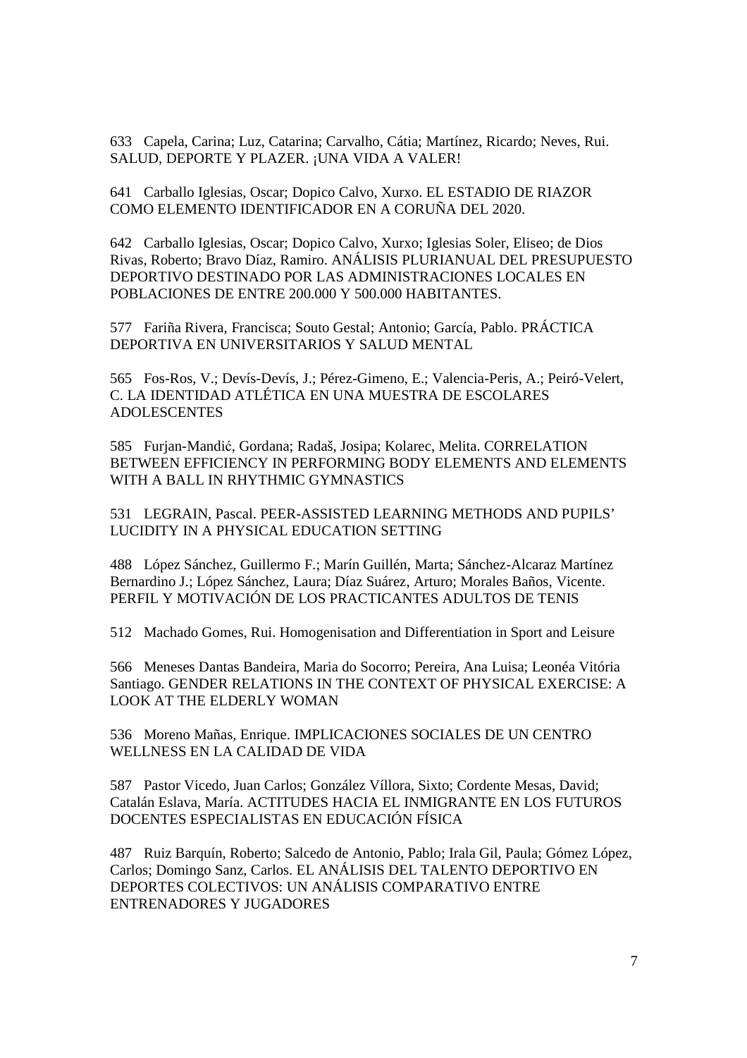633 Capela, Carina; Luz, Catarina; Carvalho, Cátia; Martínez, Ricardo; Neves, Rui. SALUD, DEPORTE Y PLAZER. ¡UNA VIDA A VALER!

641 Carballo Iglesias, Oscar; Dopico Calvo, Xurxo. EL ESTADIO DE RIAZOR COMO ELEMENTO IDENTIFICADOR EN A CORUÑA DEL 2020.

642 Carballo Iglesias, Oscar; Dopico Calvo, Xurxo; Iglesias Soler, Eliseo; de Dios Rivas, Roberto; Bravo Díaz, Ramiro. ANÁLISIS PLURIANUAL DEL PRESUPUESTO DEPORTIVO DESTINADO POR LAS ADMINISTRACIONES LOCALES EN POBLACIONES DE ENTRE 200.000 Y 500.000 HABITANTES.

577 Fariña Rivera, Francisca; Souto Gestal; Antonio; García, Pablo. PRÁCTICA DEPORTIVA EN UNIVERSITARIOS Y SALUD MENTAL

565 Fos-Ros, V.; Devís-Devís, J.; Pérez-Gimeno, E.; Valencia-Peris, A.; Peiró-Velert, C. LA IDENTIDAD ATLÉTICA EN UNA MUESTRA DE ESCOLARES ADOLESCENTES

585 Furjan-Mandić, Gordana; Radaš, Josipa; Kolarec, Melita. CORRELATION BETWEEN EFFICIENCY IN PERFORMING BODY ELEMENTS AND ELEMENTS WITH A BALL IN RHYTHMIC GYMNASTICS

531 LEGRAIN, Pascal. PEER-ASSISTED LEARNING METHODS AND PUPILS' LUCIDITY IN A PHYSICAL EDUCATION SETTING

488 López Sánchez, Guillermo F.; Marín Guillén, Marta; Sánchez-Alcaraz Martínez Bernardino J.; López Sánchez, Laura; Díaz Suárez, Arturo; Morales Baños, Vicente. PERFIL Y MOTIVACIÓN DE LOS PRACTICANTES ADULTOS DE TENIS

512 Machado Gomes, Rui. Homogenisation and Differentiation in Sport and Leisure

566 Meneses Dantas Bandeira, Maria do Socorro; Pereira, Ana Luisa; Leonéa Vitória Santiago. GENDER RELATIONS IN THE CONTEXT OF PHYSICAL EXERCISE: A LOOK AT THE ELDERLY WOMAN

536 Moreno Mañas, Enrique. IMPLICACIONES SOCIALES DE UN CENTRO WELLNESS EN LA CALIDAD DE VIDA

587 Pastor Vicedo, Juan Carlos; González Víllora, Sixto; Cordente Mesas, David; Catalán Eslava, María. ACTITUDES HACIA EL INMIGRANTE EN LOS FUTUROS DOCENTES ESPECIALISTAS EN EDUCACIÓN FÍSICA

487 Ruiz Barquín, Roberto; Salcedo de Antonio, Pablo; Irala Gil, Paula; Gómez López, Carlos; Domingo Sanz, Carlos. EL ANÁLISIS DEL TALENTO DEPORTIVO EN DEPORTES COLECTIVOS: UN ANÁLISIS COMPARATIVO ENTRE ENTRENADORES Y JUGADORES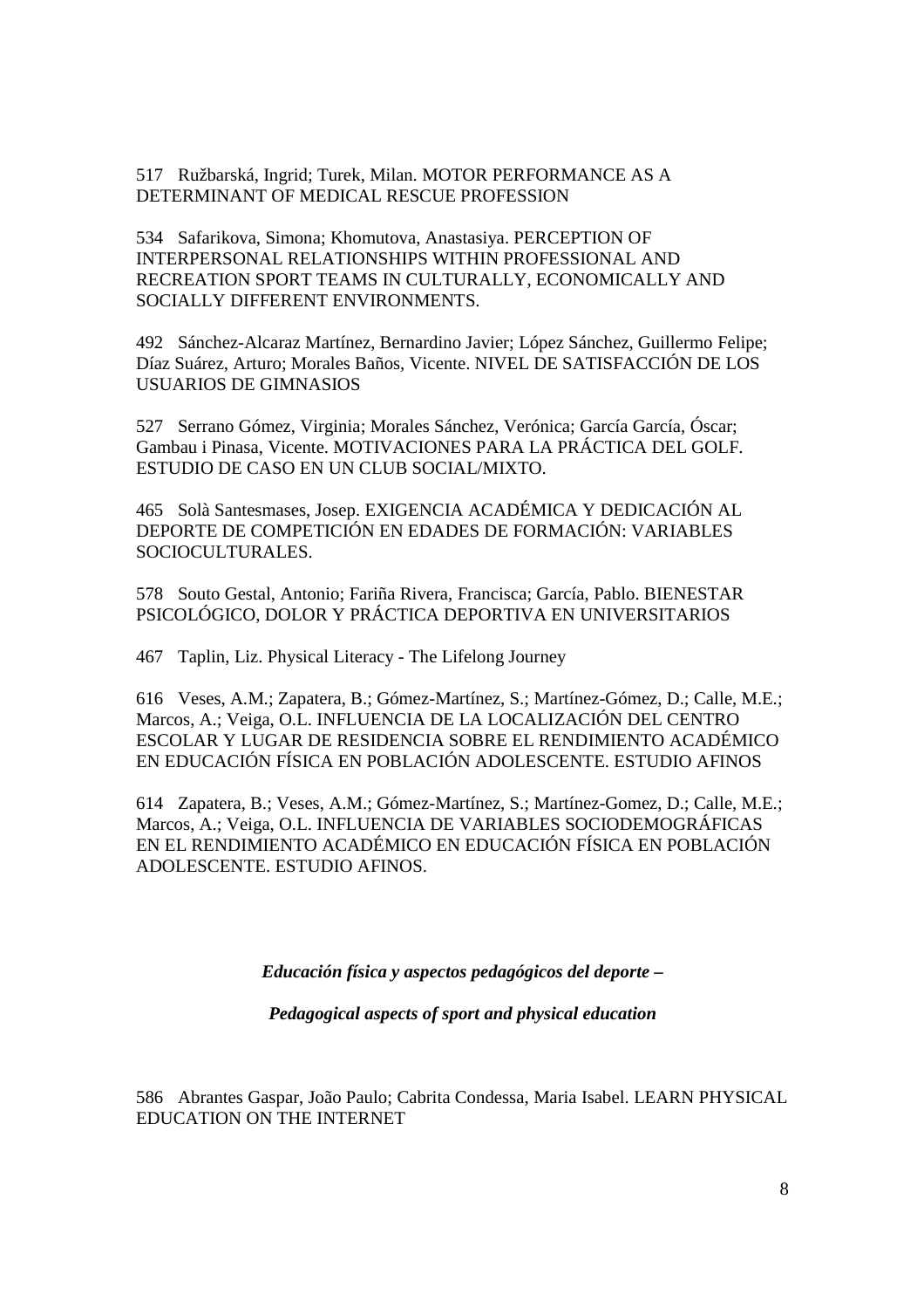517 Ružbarská, Ingrid; Turek, Milan. MOTOR PERFORMANCE AS A DETERMINANT OF MEDICAL RESCUE PROFESSION

534 Safarikova, Simona; Khomutova, Anastasiya. PERCEPTION OF INTERPERSONAL RELATIONSHIPS WITHIN PROFESSIONAL AND RECREATION SPORT TEAMS IN CULTURALLY, ECONOMICALLY AND SOCIALLY DIFFERENT ENVIRONMENTS.

492 Sánchez-Alcaraz Martínez, Bernardino Javier; López Sánchez, Guillermo Felipe; Díaz Suárez, Arturo; Morales Baños, Vicente. NIVEL DE SATISFACCIÓN DE LOS USUARIOS DE GIMNASIOS

527 Serrano Gómez, Virginia; Morales Sánchez, Verónica; García García, Óscar; Gambau i Pinasa, Vicente. MOTIVACIONES PARA LA PRÁCTICA DEL GOLF. ESTUDIO DE CASO EN UN CLUB SOCIAL/MIXTO.

465 Solà Santesmases, Josep. EXIGENCIA ACADÉMICA Y DEDICACIÓN AL DEPORTE DE COMPETICIÓN EN EDADES DE FORMACIÓN: VARIABLES SOCIOCULTURALES.

578 Souto Gestal, Antonio; Fariña Rivera, Francisca; García, Pablo. BIENESTAR PSICOLÓGICO, DOLOR Y PRÁCTICA DEPORTIVA EN UNIVERSITARIOS

467 Taplin, Liz. Physical Literacy - The Lifelong Journey

616 Veses, A.M.; Zapatera, B.; Gómez-Martínez, S.; Martínez-Gómez, D.; Calle, M.E.; Marcos, A.; Veiga, O.L. INFLUENCIA DE LA LOCALIZACIÓN DEL CENTRO ESCOLAR Y LUGAR DE RESIDENCIA SOBRE EL RENDIMIENTO ACADÉMICO EN EDUCACIÓN FÍSICA EN POBLACIÓN ADOLESCENTE. ESTUDIO AFINOS

614 Zapatera, B.; Veses, A.M.; Gómez-Martínez, S.; Martínez-Gomez, D.; Calle, M.E.; Marcos, A.; Veiga, O.L. INFLUENCIA DE VARIABLES SOCIODEMOGRÁFICAS EN EL RENDIMIENTO ACADÉMICO EN EDUCACIÓN FÍSICA EN POBLACIÓN ADOLESCENTE. ESTUDIO AFINOS.

## *Educación física y aspectos pedagógicos del deporte –*

## *Pedagogical aspects of sport and physical education*

586 Abrantes Gaspar, João Paulo; Cabrita Condessa, Maria Isabel. LEARN PHYSICAL EDUCATION ON THE INTERNET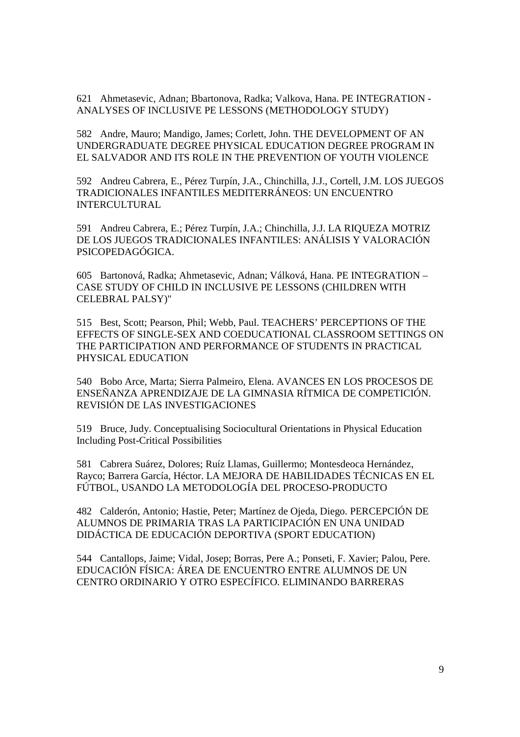621 Ahmetasevic, Adnan; Bbartonova, Radka; Valkova, Hana. PE INTEGRATION - ANALYSES OF INCLUSIVE PE LESSONS (METHODOLOGY STUDY)

582 Andre, Mauro; Mandigo, James; Corlett, John. THE DEVELOPMENT OF AN UNDERGRADUATE DEGREE PHYSICAL EDUCATION DEGREE PROGRAM IN EL SALVADOR AND ITS ROLE IN THE PREVENTION OF YOUTH VIOLENCE

592 Andreu Cabrera, E., Pérez Turpín, J.A., Chinchilla, J.J., Cortell, J.M. LOS JUEGOS TRADICIONALES INFANTILES MEDITERRÁNEOS: UN ENCUENTRO INTERCULTURAL

591 Andreu Cabrera, E.; Pérez Turpín, J.A.; Chinchilla, J.J. LA RIQUEZA MOTRIZ DE LOS JUEGOS TRADICIONALES INFANTILES: ANÁLISIS Y VALORACIÓN PSICOPEDAGÓGICA.

605 Bartonová, Radka; Ahmetasevic, Adnan; Válková, Hana. PE INTEGRATION – CASE STUDY OF CHILD IN INCLUSIVE PE LESSONS (CHILDREN WITH CELEBRAL PALSY)"

515 Best, Scott; Pearson, Phil; Webb, Paul. TEACHERS' PERCEPTIONS OF THE EFFECTS OF SINGLE-SEX AND COEDUCATIONAL CLASSROOM SETTINGS ON THE PARTICIPATION AND PERFORMANCE OF STUDENTS IN PRACTICAL PHYSICAL EDUCATION

540 Bobo Arce, Marta; Sierra Palmeiro, Elena. AVANCES EN LOS PROCESOS DE ENSEÑANZA APRENDIZAJE DE LA GIMNASIA RÍTMICA DE COMPETICIÓN. REVISIÓN DE LAS INVESTIGACIONES

519 Bruce, Judy. Conceptualising Sociocultural Orientations in Physical Education Including Post-Critical Possibilities

581 Cabrera Suárez, Dolores; Ruíz Llamas, Guillermo; Montesdeoca Hernández, Rayco; Barrera García, Héctor. LA MEJORA DE HABILIDADES TÉCNICAS EN EL FÚTBOL, USANDO LA METODOLOGÍA DEL PROCESO-PRODUCTO

482 Calderón, Antonio; Hastie, Peter; Martínez de Ojeda, Diego. PERCEPCIÓN DE ALUMNOS DE PRIMARIA TRAS LA PARTICIPACIÓN EN UNA UNIDAD DIDÁCTICA DE EDUCACIÓN DEPORTIVA (SPORT EDUCATION)

544 Cantallops, Jaime; Vidal, Josep; Borras, Pere A.; Ponseti, F. Xavier; Palou, Pere. EDUCACIÓN FÍSICA: ÁREA DE ENCUENTRO ENTRE ALUMNOS DE UN CENTRO ORDINARIO Y OTRO ESPECÍFICO. ELIMINANDO BARRERAS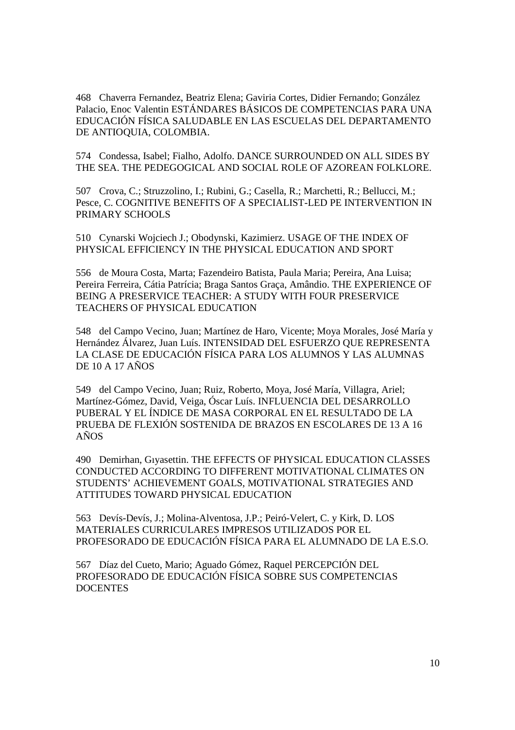468 Chaverra Fernandez, Beatriz Elena; Gaviria Cortes, Didier Fernando; González Palacio, Enoc Valentin ESTÁNDARES BÁSICOS DE COMPETENCIAS PARA UNA EDUCACIÓN FÍSICA SALUDABLE EN LAS ESCUELAS DEL DEPARTAMENTO DE ANTIOQUIA, COLOMBIA.

574 Condessa, Isabel; Fialho, Adolfo. DANCE SURROUNDED ON ALL SIDES BY THE SEA. THE PEDEGOGICAL AND SOCIAL ROLE OF AZOREAN FOLKLORE.

507 Crova, C.; Struzzolino, I.; Rubini, G.; Casella, R.; Marchetti, R.; Bellucci, M.; Pesce, C. COGNITIVE BENEFITS OF A SPECIALIST-LED PE INTERVENTION IN PRIMARY SCHOOLS

510 Cynarski Wojciech J.; Obodynski, Kazimierz. USAGE OF THE INDEX OF PHYSICAL EFFICIENCY IN THE PHYSICAL EDUCATION AND SPORT

556 de Moura Costa, Marta; Fazendeiro Batista, Paula Maria; Pereira, Ana Luisa; Pereira Ferreira, Cátia Patrícia; Braga Santos Graça, Amândio. THE EXPERIENCE OF BEING A PRESERVICE TEACHER: A STUDY WITH FOUR PRESERVICE TEACHERS OF PHYSICAL EDUCATION

548 del Campo Vecino, Juan; Martínez de Haro, Vicente; Moya Morales, José María y Hernández Álvarez, Juan Luís. INTENSIDAD DEL ESFUERZO QUE REPRESENTA LA CLASE DE EDUCACIÓN FÍSICA PARA LOS ALUMNOS Y LAS ALUMNAS DE 10 A 17 AÑOS

549 del Campo Vecino, Juan; Ruiz, Roberto, Moya, José María, Villagra, Ariel; Martínez-Gómez, David, Veiga, Óscar Luís. INFLUENCIA DEL DESARROLLO PUBERAL Y EL ÍNDICE DE MASA CORPORAL EN EL RESULTADO DE LA PRUEBA DE FLEXIÓN SOSTENIDA DE BRAZOS EN ESCOLARES DE 13 A 16 AÑOS

490 Demirhan, Gıyasettin. THE EFFECTS OF PHYSICAL EDUCATION CLASSES CONDUCTED ACCORDING TO DIFFERENT MOTIVATIONAL CLIMATES ON STUDENTS' ACHIEVEMENT GOALS, MOTIVATIONAL STRATEGIES AND ATTITUDES TOWARD PHYSICAL EDUCATION

563 Devís-Devís, J.; Molina-Alventosa, J.P.; Peiró-Velert, C. y Kirk, D. LOS MATERIALES CURRICULARES IMPRESOS UTILIZADOS POR EL PROFESORADO DE EDUCACIÓN FÍSICA PARA EL ALUMNADO DE LA E.S.O.

567 Díaz del Cueto, Mario; Aguado Gómez, Raquel PERCEPCIÓN DEL PROFESORADO DE EDUCACIÓN FÍSICA SOBRE SUS COMPETENCIAS DOCENTES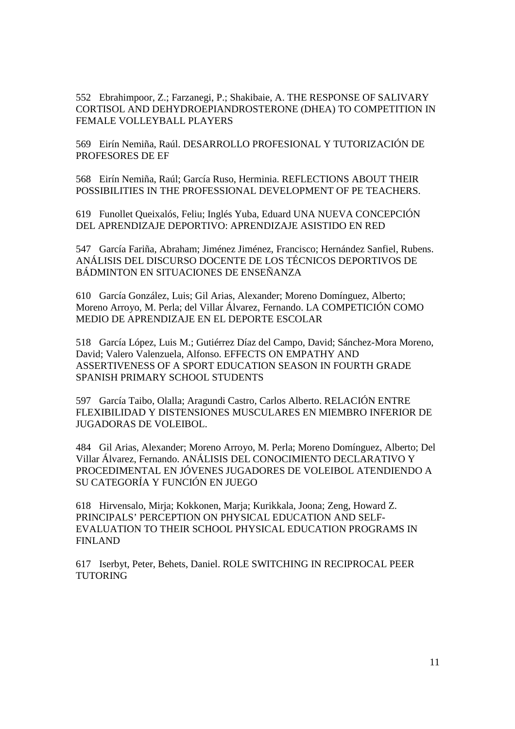552 Ebrahimpoor, Z.; Farzanegi, P.; Shakibaie, A. THE RESPONSE OF SALIVARY CORTISOL AND DEHYDROEPIANDROSTERONE (DHEA) TO COMPETITION IN FEMALE VOLLEYBALL PLAYERS

569 Eirín Nemiña, Raúl. DESARROLLO PROFESIONAL Y TUTORIZACIÓN DE PROFESORES DE EF

568 Eirín Nemiña, Raúl; García Ruso, Herminia. REFLECTIONS ABOUT THEIR POSSIBILITIES IN THE PROFESSIONAL DEVELOPMENT OF PE TEACHERS.

619 Funollet Queixalós, Feliu; Inglés Yuba, Eduard UNA NUEVA CONCEPCIÓN DEL APRENDIZAJE DEPORTIVO: APRENDIZAJE ASISTIDO EN RED

547 García Fariña, Abraham; Jiménez Jiménez, Francisco; Hernández Sanfiel, Rubens. ANÁLISIS DEL DISCURSO DOCENTE DE LOS TÉCNICOS DEPORTIVOS DE BÁDMINTON EN SITUACIONES DE ENSEÑANZA

610 García González, Luis; Gil Arias, Alexander; Moreno Domínguez, Alberto; Moreno Arroyo, M. Perla; del Villar Álvarez, Fernando. LA COMPETICIÓN COMO MEDIO DE APRENDIZAJE EN EL DEPORTE ESCOLAR

518 García López, Luis M.; Gutiérrez Díaz del Campo, David; Sánchez-Mora Moreno, David; Valero Valenzuela, Alfonso. EFFECTS ON EMPATHY AND ASSERTIVENESS OF A SPORT EDUCATION SEASON IN FOURTH GRADE SPANISH PRIMARY SCHOOL STUDENTS

597 García Taibo, Olalla; Aragundi Castro, Carlos Alberto. RELACIÓN ENTRE FLEXIBILIDAD Y DISTENSIONES MUSCULARES EN MIEMBRO INFERIOR DE JUGADORAS DE VOLEIBOL.

484 Gil Arias, Alexander; Moreno Arroyo, M. Perla; Moreno Domínguez, Alberto; Del Villar Álvarez, Fernando. ANÁLISIS DEL CONOCIMIENTO DECLARATIVO Y PROCEDIMENTAL EN JÓVENES JUGADORES DE VOLEIBOL ATENDIENDO A SU CATEGORÍA Y FUNCIÓN EN JUEGO

618 Hirvensalo, Mirja; Kokkonen, Marja; Kurikkala, Joona; Zeng, Howard Z. PRINCIPALS' PERCEPTION ON PHYSICAL EDUCATION AND SELF-EVALUATION TO THEIR SCHOOL PHYSICAL EDUCATION PROGRAMS IN FINLAND

617 Iserbyt, Peter, Behets, Daniel. ROLE SWITCHING IN RECIPROCAL PEER TUTORING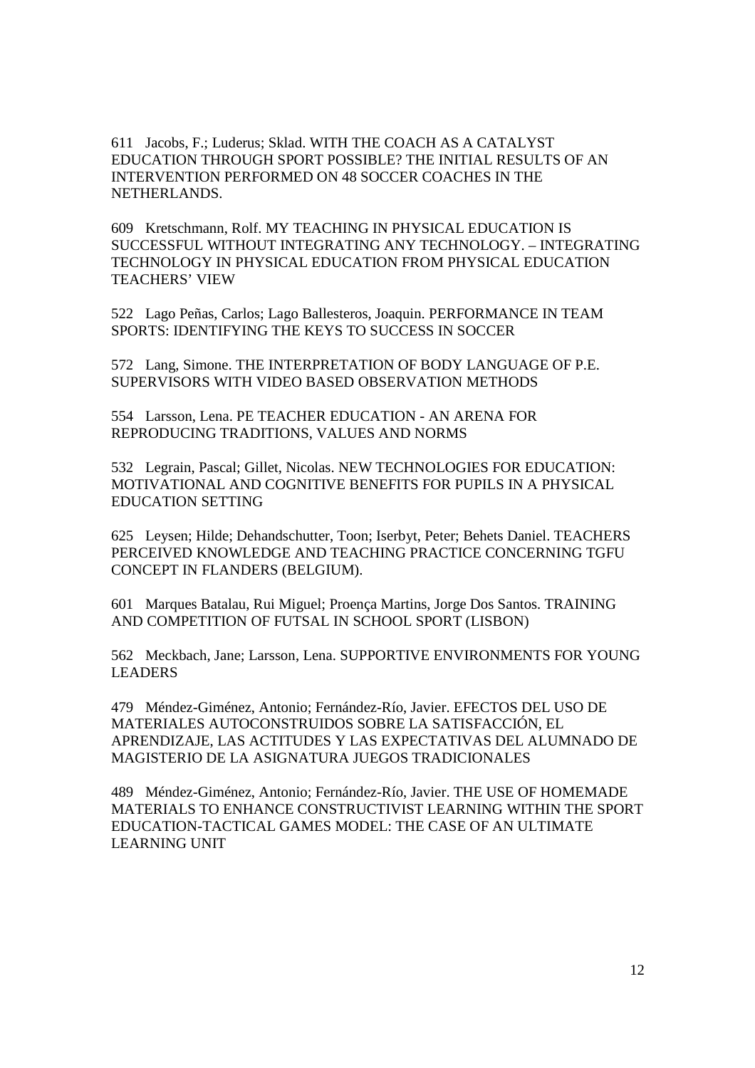611 Jacobs, F.; Luderus; Sklad. WITH THE COACH AS A CATALYST EDUCATION THROUGH SPORT POSSIBLE? THE INITIAL RESULTS OF AN INTERVENTION PERFORMED ON 48 SOCCER COACHES IN THE NETHERLANDS.

609 Kretschmann, Rolf. MY TEACHING IN PHYSICAL EDUCATION IS SUCCESSFUL WITHOUT INTEGRATING ANY TECHNOLOGY. – INTEGRATING TECHNOLOGY IN PHYSICAL EDUCATION FROM PHYSICAL EDUCATION TEACHERS' VIEW

522 Lago Peñas, Carlos; Lago Ballesteros, Joaquin. PERFORMANCE IN TEAM SPORTS: IDENTIFYING THE KEYS TO SUCCESS IN SOCCER

572 Lang, Simone. THE INTERPRETATION OF BODY LANGUAGE OF P.E. SUPERVISORS WITH VIDEO BASED OBSERVATION METHODS

554 Larsson, Lena. PE TEACHER EDUCATION - AN ARENA FOR REPRODUCING TRADITIONS, VALUES AND NORMS

532 Legrain, Pascal; Gillet, Nicolas. NEW TECHNOLOGIES FOR EDUCATION: MOTIVATIONAL AND COGNITIVE BENEFITS FOR PUPILS IN A PHYSICAL EDUCATION SETTING

625 Leysen; Hilde; Dehandschutter, Toon; Iserbyt, Peter; Behets Daniel. TEACHERS PERCEIVED KNOWLEDGE AND TEACHING PRACTICE CONCERNING TGFU CONCEPT IN FLANDERS (BELGIUM).

601 Marques Batalau, Rui Miguel; Proença Martins, Jorge Dos Santos. TRAINING AND COMPETITION OF FUTSAL IN SCHOOL SPORT (LISBON)

562 Meckbach, Jane; Larsson, Lena. SUPPORTIVE ENVIRONMENTS FOR YOUNG LEADERS

479 Méndez-Giménez, Antonio; Fernández-Río, Javier. EFECTOS DEL USO DE MATERIALES AUTOCONSTRUIDOS SOBRE LA SATISFACCIÓN, EL APRENDIZAJE, LAS ACTITUDES Y LAS EXPECTATIVAS DEL ALUMNADO DE MAGISTERIO DE LA ASIGNATURA JUEGOS TRADICIONALES

489 Méndez-Giménez, Antonio; Fernández-Río, Javier. THE USE OF HOMEMADE MATERIALS TO ENHANCE CONSTRUCTIVIST LEARNING WITHIN THE SPORT EDUCATION-TACTICAL GAMES MODEL: THE CASE OF AN ULTIMATE LEARNING UNIT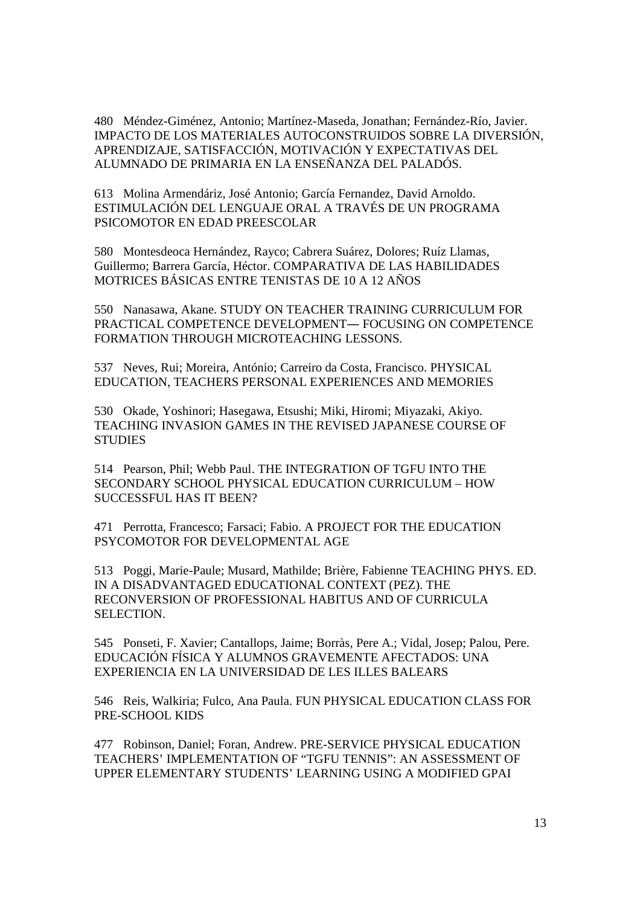480 Méndez-Giménez, Antonio; Martínez-Maseda, Jonathan; Fernández-Río, Javier. IMPACTO DE LOS MATERIALES AUTOCONSTRUIDOS SOBRE LA DIVERSIÓN, APRENDIZAJE, SATISFACCIÓN, MOTIVACIÓN Y EXPECTATIVAS DEL ALUMNADO DE PRIMARIA EN LA ENSEÑANZA DEL PALADÓS.

613 Molina Armendáriz, José Antonio; García Fernandez, David Arnoldo. ESTIMULACIÓN DEL LENGUAJE ORAL A TRAVÉS DE UN PROGRAMA PSICOMOTOR EN EDAD PREESCOLAR

580 Montesdeoca Hernández, Rayco; Cabrera Suárez, Dolores; Ruíz Llamas, Guillermo; Barrera García, Héctor. COMPARATIVA DE LAS HABILIDADES MOTRICES BÁSICAS ENTRE TENISTAS DE 10 A 12 AÑOS

550 Nanasawa, Akane. STUDY ON TEACHER TRAINING CURRICULUM FOR PRACTICAL COMPETENCE DEVELOPMENT— FOCUSING ON COMPETENCE FORMATION THROUGH MICROTEACHING LESSONS.

537 Neves, Rui; Moreira, António; Carreiro da Costa, Francisco. PHYSICAL EDUCATION, TEACHERS PERSONAL EXPERIENCES AND MEMORIES

530 Okade, Yoshinori; Hasegawa, Etsushi; Miki, Hiromi; Miyazaki, Akiyo. TEACHING INVASION GAMES IN THE REVISED JAPANESE COURSE OF STUDIES

514 Pearson, Phil; Webb Paul. THE INTEGRATION OF TGFU INTO THE SECONDARY SCHOOL PHYSICAL EDUCATION CURRICULUM – HOW SUCCESSFUL HAS IT BEEN?

471 Perrotta, Francesco; Farsaci; Fabio. A PROJECT FOR THE EDUCATION PSYCOMOTOR FOR DEVELOPMENTAL AGE

513 Poggi, Marie-Paule; Musard, Mathilde; Brière, Fabienne TEACHING PHYS. ED. IN A DISADVANTAGED EDUCATIONAL CONTEXT (PEZ). THE RECONVERSION OF PROFESSIONAL HABITUS AND OF CURRICULA SELECTION.

545 Ponseti, F. Xavier; Cantallops, Jaime; Borràs, Pere A.; Vidal, Josep; Palou, Pere. EDUCACIÓN FÍSICA Y ALUMNOS GRAVEMENTE AFECTADOS: UNA EXPERIENCIA EN LA UNIVERSIDAD DE LES ILLES BALEARS

546 Reis, Walkiria; Fulco, Ana Paula. FUN PHYSICAL EDUCATION CLASS FOR PRE-SCHOOL KIDS

477 Robinson, Daniel; Foran, Andrew. PRE-SERVICE PHYSICAL EDUCATION TEACHERS' IMPLEMENTATION OF "TGFU TENNIS": AN ASSESSMENT OF UPPER ELEMENTARY STUDENTS' LEARNING USING A MODIFIED GPAI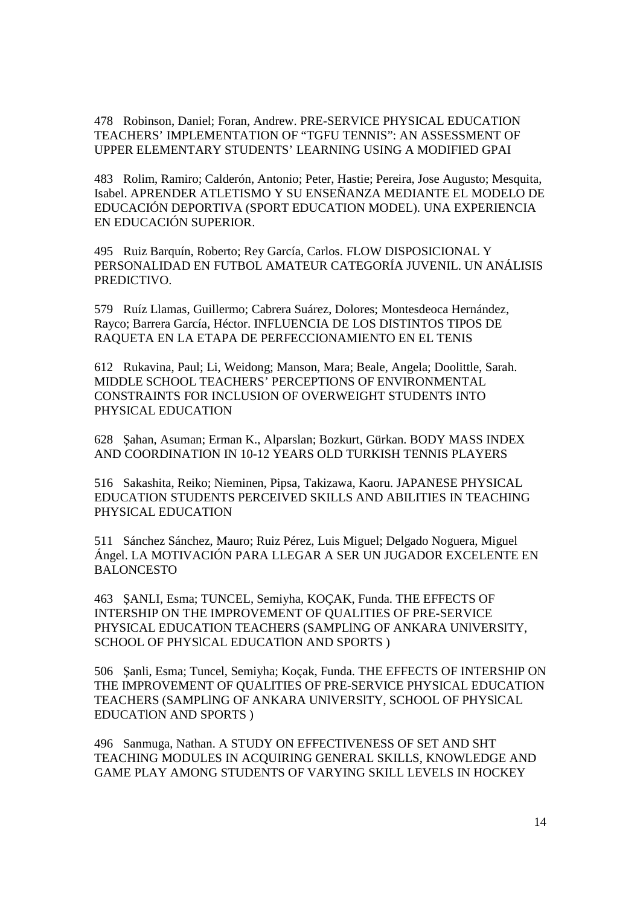478 Robinson, Daniel; Foran, Andrew. PRE-SERVICE PHYSICAL EDUCATION TEACHERS' IMPLEMENTATION OF "TGFU TENNIS": AN ASSESSMENT OF UPPER ELEMENTARY STUDENTS' LEARNING USING A MODIFIED GPAI

483 Rolim, Ramiro; Calderón, Antonio; Peter, Hastie; Pereira, Jose Augusto; Mesquita, Isabel. APRENDER ATLETISMO Y SU ENSEÑANZA MEDIANTE EL MODELO DE EDUCACIÓN DEPORTIVA (SPORT EDUCATION MODEL). UNA EXPERIENCIA EN EDUCACIÓN SUPERIOR.

495 Ruiz Barquín, Roberto; Rey García, Carlos. FLOW DISPOSICIONAL Y PERSONALIDAD EN FUTBOL AMATEUR CATEGORÍA JUVENIL. UN ANÁLISIS PREDICTIVO.

579 Ruíz Llamas, Guillermo; Cabrera Suárez, Dolores; Montesdeoca Hernández, Rayco; Barrera García, Héctor. INFLUENCIA DE LOS DISTINTOS TIPOS DE RAQUETA EN LA ETAPA DE PERFECCIONAMIENTO EN EL TENIS

612 Rukavina, Paul; Li, Weidong; Manson, Mara; Beale, Angela; Doolittle, Sarah. MIDDLE SCHOOL TEACHERS' PERCEPTIONS OF ENVIRONMENTAL CONSTRAINTS FOR INCLUSION OF OVERWEIGHT STUDENTS INTO PHYSICAL EDUCATION

628 Şahan, Asuman; Erman K., Alparslan; Bozkurt, Gürkan. BODY MASS INDEX AND COORDINATION IN 10-12 YEARS OLD TURKISH TENNIS PLAYERS

516 Sakashita, Reiko; Nieminen, Pipsa, Takizawa, Kaoru. JAPANESE PHYSICAL EDUCATION STUDENTS PERCEIVED SKILLS AND ABILITIES IN TEACHING PHYSICAL EDUCATION

511 Sánchez Sánchez, Mauro; Ruiz Pérez, Luis Miguel; Delgado Noguera, Miguel Ángel. LA MOTIVACIÓN PARA LLEGAR A SER UN JUGADOR EXCELENTE EN BALONCESTO

463 ŞANLI, Esma; TUNCEL, Semiyha, KOÇAK, Funda. THE EFFECTS OF INTERSHIP ON THE IMPROVEMENT OF QUALITIES OF PRE-SERVICE PHYSICAL EDUCATION TEACHERS (SAMPLlNG OF ANKARA UNlVERSlTY, SCHOOL OF PHYSlCAL EDUCATlON AND SPORTS )

506 Şanli, Esma; Tuncel, Semiyha; Koçak, Funda. THE EFFECTS OF INTERSHIP ON THE IMPROVEMENT OF QUALITIES OF PRE-SERVICE PHYSICAL EDUCATION TEACHERS (SAMPLlNG OF ANKARA UNlVERSlTY, SCHOOL OF PHYSlCAL EDUCATlON AND SPORTS )

496 Sanmuga, Nathan. A STUDY ON EFFECTIVENESS OF SET AND SHT TEACHING MODULES IN ACQUIRING GENERAL SKILLS, KNOWLEDGE AND GAME PLAY AMONG STUDENTS OF VARYING SKILL LEVELS IN HOCKEY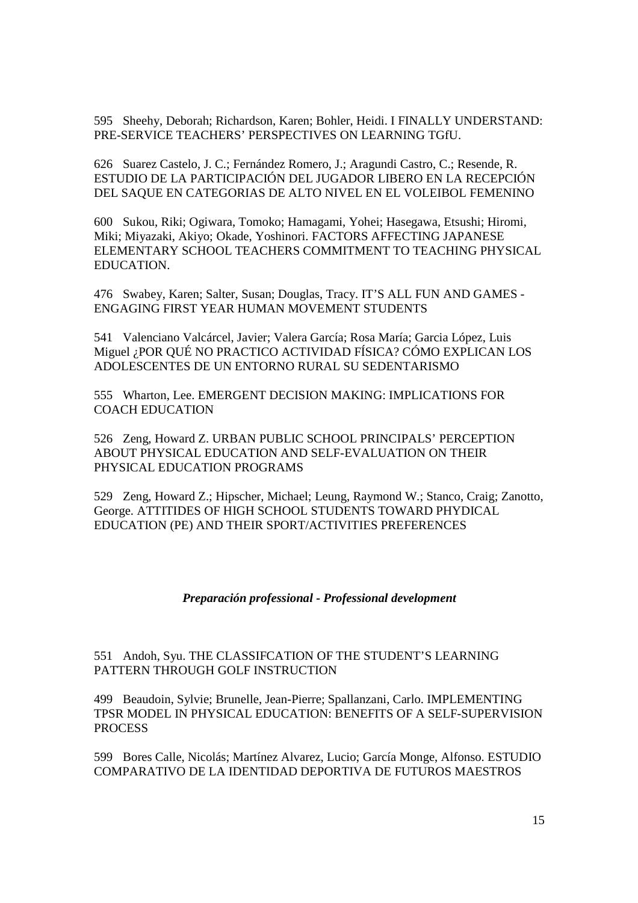595 Sheehy, Deborah; Richardson, Karen; Bohler, Heidi. I FINALLY UNDERSTAND: PRE-SERVICE TEACHERS' PERSPECTIVES ON LEARNING TGfU.

626 Suarez Castelo, J. C.; Fernández Romero, J.; Aragundi Castro, C.; Resende, R. ESTUDIO DE LA PARTICIPACIÓN DEL JUGADOR LIBERO EN LA RECEPCIÓN DEL SAQUE EN CATEGORIAS DE ALTO NIVEL EN EL VOLEIBOL FEMENINO

600 Sukou, Riki; Ogiwara, Tomoko; Hamagami, Yohei; Hasegawa, Etsushi; Hiromi, Miki; Miyazaki, Akiyo; Okade, Yoshinori. FACTORS AFFECTING JAPANESE ELEMENTARY SCHOOL TEACHERS COMMITMENT TO TEACHING PHYSICAL EDUCATION.

476 Swabey, Karen; Salter, Susan; Douglas, Tracy. IT'S ALL FUN AND GAMES - ENGAGING FIRST YEAR HUMAN MOVEMENT STUDENTS

541 Valenciano Valcárcel, Javier; Valera García; Rosa María; Garcia López, Luis Miguel ¿POR QUÉ NO PRACTICO ACTIVIDAD FÍSICA? CÓMO EXPLICAN LOS ADOLESCENTES DE UN ENTORNO RURAL SU SEDENTARISMO

555 Wharton, Lee. EMERGENT DECISION MAKING: IMPLICATIONS FOR COACH EDUCATION

526 Zeng, Howard Z. URBAN PUBLIC SCHOOL PRINCIPALS' PERCEPTION ABOUT PHYSICAL EDUCATION AND SELF-EVALUATION ON THEIR PHYSICAL EDUCATION PROGRAMS

529 Zeng, Howard Z.; Hipscher, Michael; Leung, Raymond W.; Stanco, Craig; Zanotto, George. ATTITIDES OF HIGH SCHOOL STUDENTS TOWARD PHYDICAL EDUCATION (PE) AND THEIR SPORT/ACTIVITIES PREFERENCES

## *Preparación professional - Professional development*

551 Andoh, Syu. THE CLASSIFCATION OF THE STUDENT'S LEARNING PATTERN THROUGH GOLF INSTRUCTION

499 Beaudoin, Sylvie; Brunelle, Jean-Pierre; Spallanzani, Carlo. IMPLEMENTING TPSR MODEL IN PHYSICAL EDUCATION: BENEFITS OF A SELF-SUPERVISION PROCESS

599 Bores Calle, Nicolás; Martínez Alvarez, Lucio; García Monge, Alfonso. ESTUDIO COMPARATIVO DE LA IDENTIDAD DEPORTIVA DE FUTUROS MAESTROS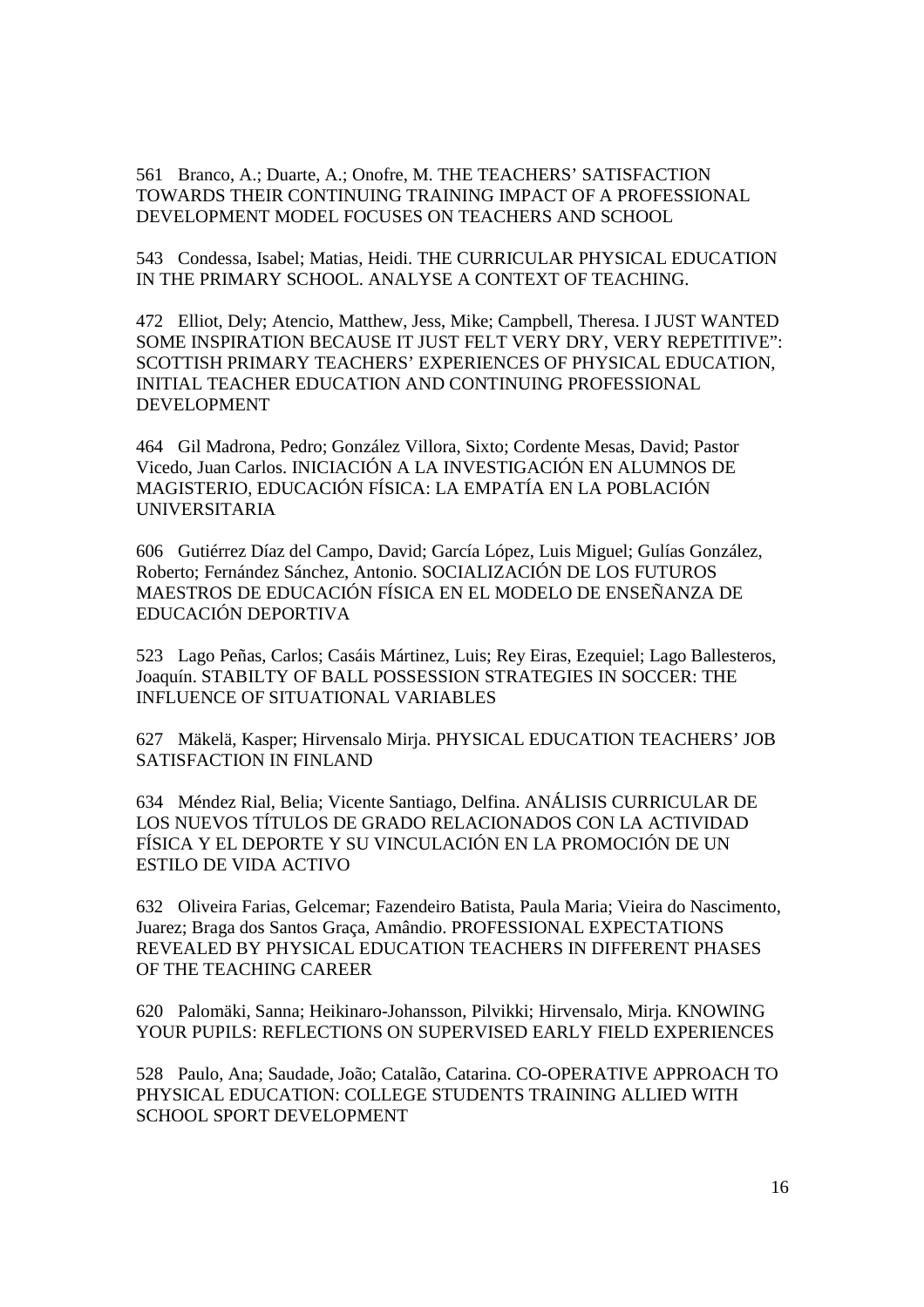561 Branco, A.; Duarte, A.; Onofre, M. THE TEACHERS' SATISFACTION TOWARDS THEIR CONTINUING TRAINING IMPACT OF A PROFESSIONAL DEVELOPMENT MODEL FOCUSES ON TEACHERS AND SCHOOL

543 Condessa, Isabel; Matias, Heidi. THE CURRICULAR PHYSICAL EDUCATION IN THE PRIMARY SCHOOL. ANALYSE A CONTEXT OF TEACHING.

472 Elliot, Dely; Atencio, Matthew, Jess, Mike; Campbell, Theresa. I JUST WANTED SOME INSPIRATION BECAUSE IT JUST FELT VERY DRY, VERY REPETITIVE": SCOTTISH PRIMARY TEACHERS' EXPERIENCES OF PHYSICAL EDUCATION, INITIAL TEACHER EDUCATION AND CONTINUING PROFESSIONAL DEVELOPMENT

464 Gil Madrona, Pedro; González Villora, Sixto; Cordente Mesas, David; Pastor Vicedo, Juan Carlos. INICIACIÓN A LA INVESTIGACIÓN EN ALUMNOS DE MAGISTERIO, EDUCACIÓN FÍSICA: LA EMPATÍA EN LA POBLACIÓN UNIVERSITARIA

606 Gutiérrez Díaz del Campo, David; García López, Luis Miguel; Gulías González, Roberto; Fernández Sánchez, Antonio. SOCIALIZACIÓN DE LOS FUTUROS MAESTROS DE EDUCACIÓN FÍSICA EN EL MODELO DE ENSEÑANZA DE EDUCACIÓN DEPORTIVA

523 Lago Peñas, Carlos; Casáis Mártinez, Luis; Rey Eiras, Ezequiel; Lago Ballesteros, Joaquín. STABILTY OF BALL POSSESSION STRATEGIES IN SOCCER: THE INFLUENCE OF SITUATIONAL VARIABLES

627 Mäkelä, Kasper; Hirvensalo Mirja. PHYSICAL EDUCATION TEACHERS' JOB SATISFACTION IN FINLAND

634 Méndez Rial, Belia; Vicente Santiago, Delfina. ANÁLISIS CURRICULAR DE LOS NUEVOS TÍTULOS DE GRADO RELACIONADOS CON LA ACTIVIDAD FÍSICA Y EL DEPORTE Y SU VINCULACIÓN EN LA PROMOCIÓN DE UN ESTILO DE VIDA ACTIVO

632 Oliveira Farias, Gelcemar; Fazendeiro Batista, Paula Maria; Vieira do Nascimento, Juarez; Braga dos Santos Graça, Amândio. PROFESSIONAL EXPECTATIONS REVEALED BY PHYSICAL EDUCATION TEACHERS IN DIFFERENT PHASES OF THE TEACHING CAREER

620 Palomäki, Sanna; Heikinaro-Johansson, Pilvikki; Hirvensalo, Mirja. KNOWING YOUR PUPILS: REFLECTIONS ON SUPERVISED EARLY FIELD EXPERIENCES

528 Paulo, Ana; Saudade, João; Catalão, Catarina. CO-OPERATIVE APPROACH TO PHYSICAL EDUCATION: COLLEGE STUDENTS TRAINING ALLIED WITH SCHOOL SPORT DEVELOPMENT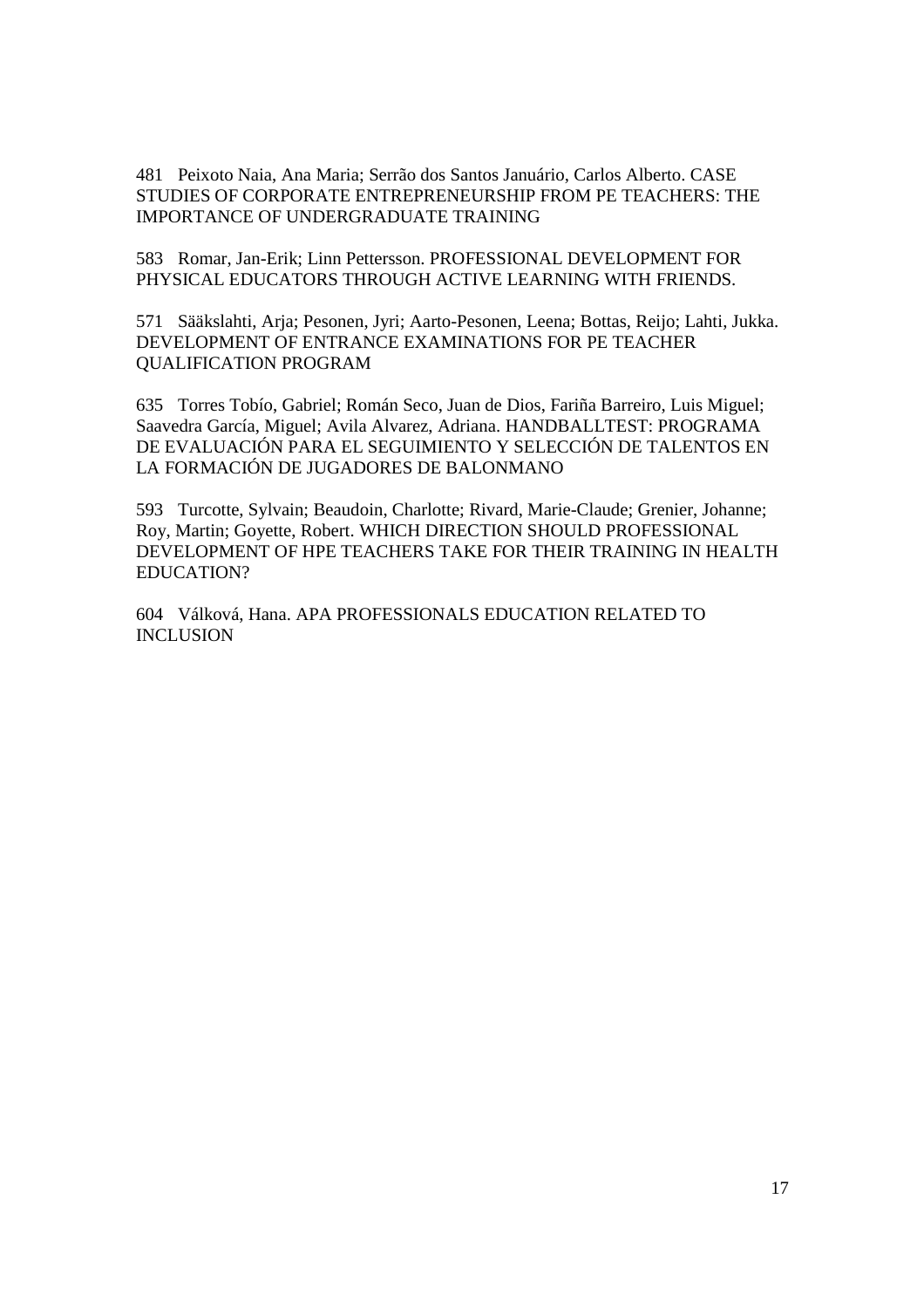481 Peixoto Naia, Ana Maria; Serrão dos Santos Januário, Carlos Alberto. CASE STUDIES OF CORPORATE ENTREPRENEURSHIP FROM PE TEACHERS: THE IMPORTANCE OF UNDERGRADUATE TRAINING

583 Romar, Jan-Erik; Linn Pettersson. PROFESSIONAL DEVELOPMENT FOR PHYSICAL EDUCATORS THROUGH ACTIVE LEARNING WITH FRIENDS.

571 Sääkslahti, Arja; Pesonen, Jyri; Aarto-Pesonen, Leena; Bottas, Reijo; Lahti, Jukka. DEVELOPMENT OF ENTRANCE EXAMINATIONS FOR PE TEACHER QUALIFICATION PROGRAM

635 Torres Tobío, Gabriel; Román Seco, Juan de Dios, Fariña Barreiro, Luis Miguel; Saavedra García, Miguel; Avila Alvarez, Adriana. HANDBALLTEST: PROGRAMA DE EVALUACIÓN PARA EL SEGUIMIENTO Y SELECCIÓN DE TALENTOS EN LA FORMACIÓN DE JUGADORES DE BALONMANO

593 Turcotte, Sylvain; Beaudoin, Charlotte; Rivard, Marie-Claude; Grenier, Johanne; Roy, Martin; Goyette, Robert. WHICH DIRECTION SHOULD PROFESSIONAL DEVELOPMENT OF HPE TEACHERS TAKE FOR THEIR TRAINING IN HEALTH EDUCATION?

604 Válková, Hana. APA PROFESSIONALS EDUCATION RELATED TO INCLUSION